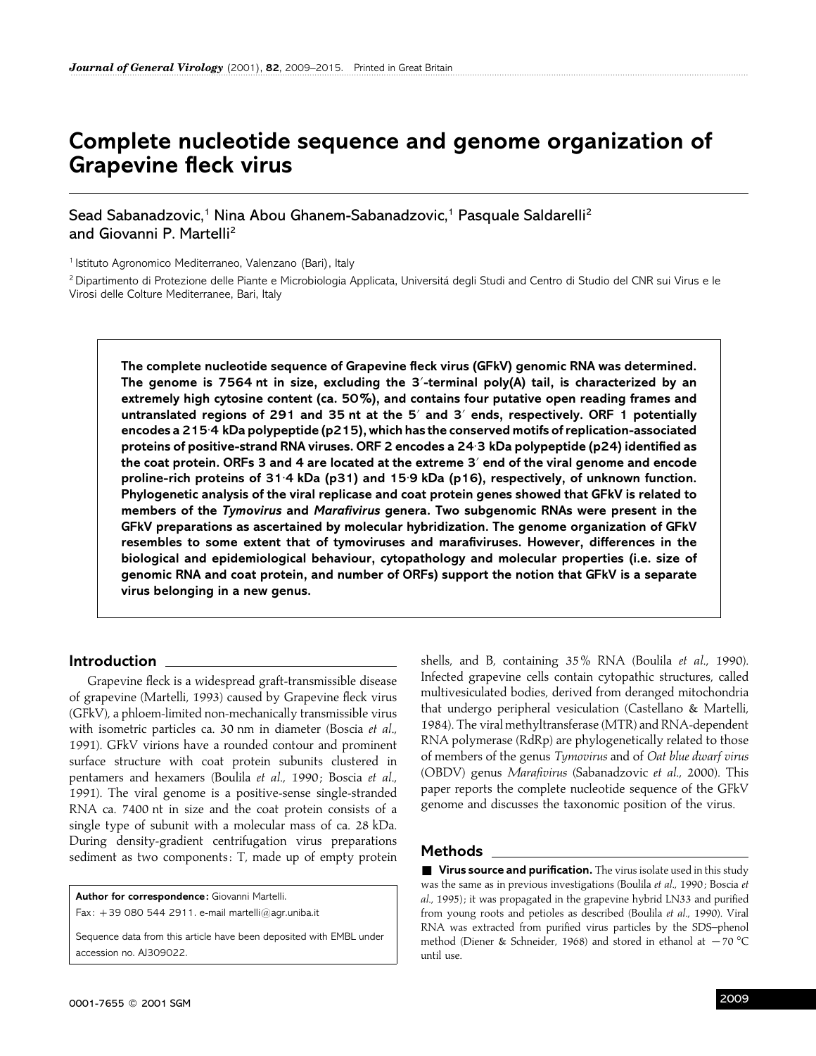# Complete nucleotide sequence and genome organization of Grapevine fleck virus

Sead Sabanadzovic,[1] Nina Abou Ghanem-Sabanadzovic,[1] Pasquale Saldarelli[2] and Giovanni P. Martelli[2]

[1] Istituto Agronomico Mediterraneo, Valenzano (Bari), Italy

[2] Dipartimento di Protezione delle Piante e Microbiologia Applicata, Universitá degli Studi and Centro di Studio del CNR sui Virus e le Virosi delle Colture Mediterranee, Bari, Italy

**The complete nucleotide sequence of Grapevine fleck virus (GFkV) genomic RNA was determined. The genome is 7564 nt in size, excluding the 3′-terminal poly(A) tail, is characterized by an extremely high cytosine content (ca. 50%), and contains four putative open reading frames and untranslated regions of 291 and 35 nt at the 5′ and 3′ ends, respectively. ORF 1 potentially encodes a 215·4 kDa polypeptide (p215), which has the conserved motifs of replication-associated proteins of positive-strand RNA viruses. ORF 2 encodes a 24·3 kDa polypeptide (p24) identified as the coat protein. ORFs 3 and 4 are located at the extreme 3′ end of the viral genome and encode proline-rich proteins of 31·4 kDa (p31) and 15·9 kDa (p16), respectively, of unknown function. Phylogenetic analysis of the viral replicase and coat protein genes showed that GFkV is related to members of the *Tymovirus* and *Marafivirus* genera. Two subgenomic RNAs were present in the GFkV preparations as ascertained by molecular hybridization. The genome organization of GFkV resembles to some extent that of tymoviruses and marafiviruses. However, differences in the biological and epidemiological behaviour, cytopathology and molecular properties (i.e. size of genomic RNA and coat protein, and number of ORFs) support the notion that GFkV is a separate virus belonging in a new genus.**

## Introduction

Grapevine fleck is a widespread graft-transmissible disease of grapevine (Martelli, 1993) caused by Grapevine fleck virus (GFkV), a phloem-limited non-mechanically transmissible virus with isometric particles ca. 30 nm in diameter (Boscia *et al*., 1991). GFkV virions have a rounded contour and prominent surface structure with coat protein subunits clustered in pentamers and hexamers (Boulila *et al*., 1990; Boscia *et al*., 1991). The viral genome is a positive-sense single-stranded RNA ca. 7400 nt in size and the coat protein consists of a single type of subunit with a molecular mass of ca. 28 kDa. During density-gradient centrifugation virus preparations sediment as two components: T, made up of empty protein shells, and B, containing 35% RNA (Boulila *et al*., 1990). Infected grapevine cells contain cytopathic structures, called multivesiculated bodies, derived from deranged mitochondria that undergo peripheral vesiculation (Castellano & Martelli, 1984). The viral methyltransferase (MTR) and RNA-dependent RNA polymerase (RdRp) are phylogenetically related to those of members of the genus *Tymovirus* and of *Oat blue dwarf virus* (OBDV) genus *Marafivirus* (Sabanadzovic *et al*., 2000). This paper reports the complete nucleotide sequence of the GFkV genome and discusses the taxonomic position of the virus.

**Author for correspondence:** Giovanni Martelli.
Fax: +39 080 544 2911. e-mail martelli@agr.uniba.it

Sequence data from this article have been deposited with EMBL under accession no. AJ309022.

## Methods

■ **Virus source and purification.** The virus isolate used in this study was the same as in previous investigations (Boulila *et al*., 1990; Boscia *et al*., 1995); it was propagated in the grapevine hybrid LN33 and purified from young roots and petioles as described (Boulila *et al*., 1990). Viral RNA was extracted from purified virus particles by the SDS–phenol method (Diener & Schneider, 1968) and stored in ethanol at −70 °C until use.

0001-7655 © 2001 SGM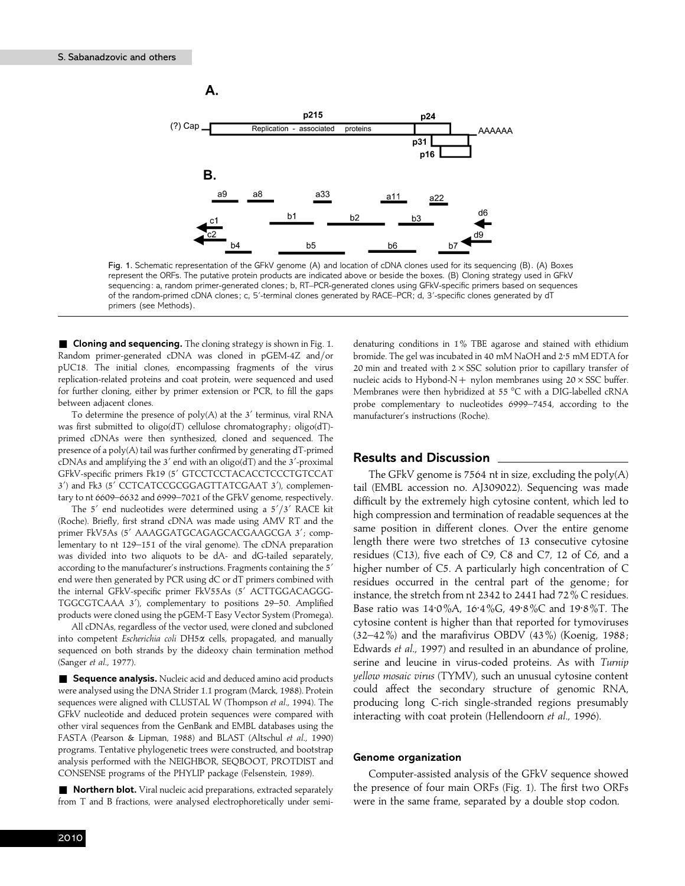Fig. 1. Schematic representation of the GFkV genome (A) and location of cDNA clones used for its sequencing (B). (A) Boxes represent the ORFs. The putative protein products are indicated above or beside the boxes. (B) Cloning strategy used in GFkV sequencing: a, random primer-generated clones; b, RT–PCR-generated clones using GFkV-specific primers based on sequences of the random-primed cDNA clones; c, 5′-terminal clones generated by RACE–PCR; d, 3′-specific clones generated by dT primers (see Methods).

**Cloning and sequencing.** The cloning strategy is shown in Fig. 1. Random primer-generated cDNA was cloned in pGEM-4Z and/or pUC18. The initial clones, encompassing fragments of the virus replication-related proteins and coat protein, were sequenced and used for further cloning, either by primer extension or PCR, to fill the gaps between adjacent clones.

To determine the presence of poly(A) at the 3′ terminus, viral RNA was first submitted to oligo(dT) cellulose chromatography; oligo(dT)-primed cDNAs were then synthesized, cloned and sequenced. The presence of a poly(A) tail was further confirmed by generating dT-primed cDNAs and amplifying the 3′ end with an oligo(dT) and the 3′-proximal GFkV-specific primers Fk19 (5′ GTCCTCCTACACCTCCCTGTCCAT 3′) and Fk3 (5′ CCTCATCCGCGGAGTTATCGAAT 3′), complementary to nt 6609–6632 and 6999–7021 of the GFkV genome, respectively.

The 5′ end nucleotides were determined using a 5′/3′ RACE kit (Roche). Briefly, first strand cDNA was made using AMV RT and the primer FkV5As (5′ AAAGGATGCAGAGCACGAAGCGA 3′; complementary to nt 129–151 of the viral genome). The cDNA preparation was divided into two aliquots to be dA- and dG-tailed separately, according to the manufacturer's instructions. Fragments containing the 5′ end were then generated by PCR using dC or dT primers combined with the internal GFkV-specific primer FkV55As (5′ ACTTGGACAGGG-TGGCGTCAAA 3′), complementary to positions 29–50. Amplified products were cloned using the pGEM-T Easy Vector System (Promega).

All cDNAs, regardless of the vector used, were cloned and subcloned into competent *Escherichia coli* DH5α cells, propagated, and manually sequenced on both strands by the dideoxy chain termination method (Sanger *et al*., 1977).

**Sequence analysis.** Nucleic acid and deduced amino acid products were analysed using the DNA Strider 1.1 program (Marck, 1988). Protein sequences were aligned with CLUSTAL W (Thompson *et al*., 1994). The GFkV nucleotide and deduced protein sequences were compared with other viral sequences from the GenBank and EMBL databases using the FASTA (Pearson & Lipman, 1988) and BLAST (Altschul *et al*., 1990) programs. Tentative phylogenetic trees were constructed, and bootstrap analysis performed with the NEIGHBOR, SEQBOOT, PROTDIST and CONSENSE programs of the PHYLIP package (Felsenstein, 1989).

**Northern blot.** Viral nucleic acid preparations, extracted separately from T and B fractions, were analysed electrophoretically under semi-denaturing conditions in 1% TBE agarose and stained with ethidium bromide. The gel was incubated in 40 mM NaOH and 2·5 mM EDTA for 20 min and treated with 2 × SSC solution prior to capillary transfer of nucleic acids to Hybond-N+ nylon membranes using 20 × SSC buffer. Membranes were then hybridized at 55 °C with a DIG-labelled cRNA probe complementary to nucleotides 6999–7454, according to the manufacturer's instructions (Roche).

## Results and Discussion

The GFkV genome is 7564 nt in size, excluding the poly(A) tail (EMBL accession no. AJ309022). Sequencing was made difficult by the extremely high cytosine content, which led to high compression and termination of readable sequences at the same position in different clones. Over the entire genome length there were two stretches of 13 consecutive cytosine residues (C13), five each of C9, C8 and C7, 12 of C6, and a higher number of C5. A particularly high concentration of C residues occurred in the central part of the genome; for instance, the stretch from nt 2342 to 2441 had 72% C residues. Base ratio was 14·0%A, 16·4%G, 49·8%C and 19·8%T. The cytosine content is higher than that reported for tymoviruses (32–42%) and the marafivirus OBDV (43%) (Koenig, 1988; Edwards *et al*., 1997) and resulted in an abundance of proline, serine and leucine in virus-coded proteins. As with *Turnip yellow mosaic virus* (TYMV), such an unusual cytosine content could affect the secondary structure of genomic RNA, producing long C-rich single-stranded regions presumably interacting with coat protein (Hellendoorn *et al*., 1996).

### Genome organization

Computer-assisted analysis of the GFkV sequence showed the presence of four main ORFs (Fig. 1). The first two ORFs were in the same frame, separated by a double stop codon.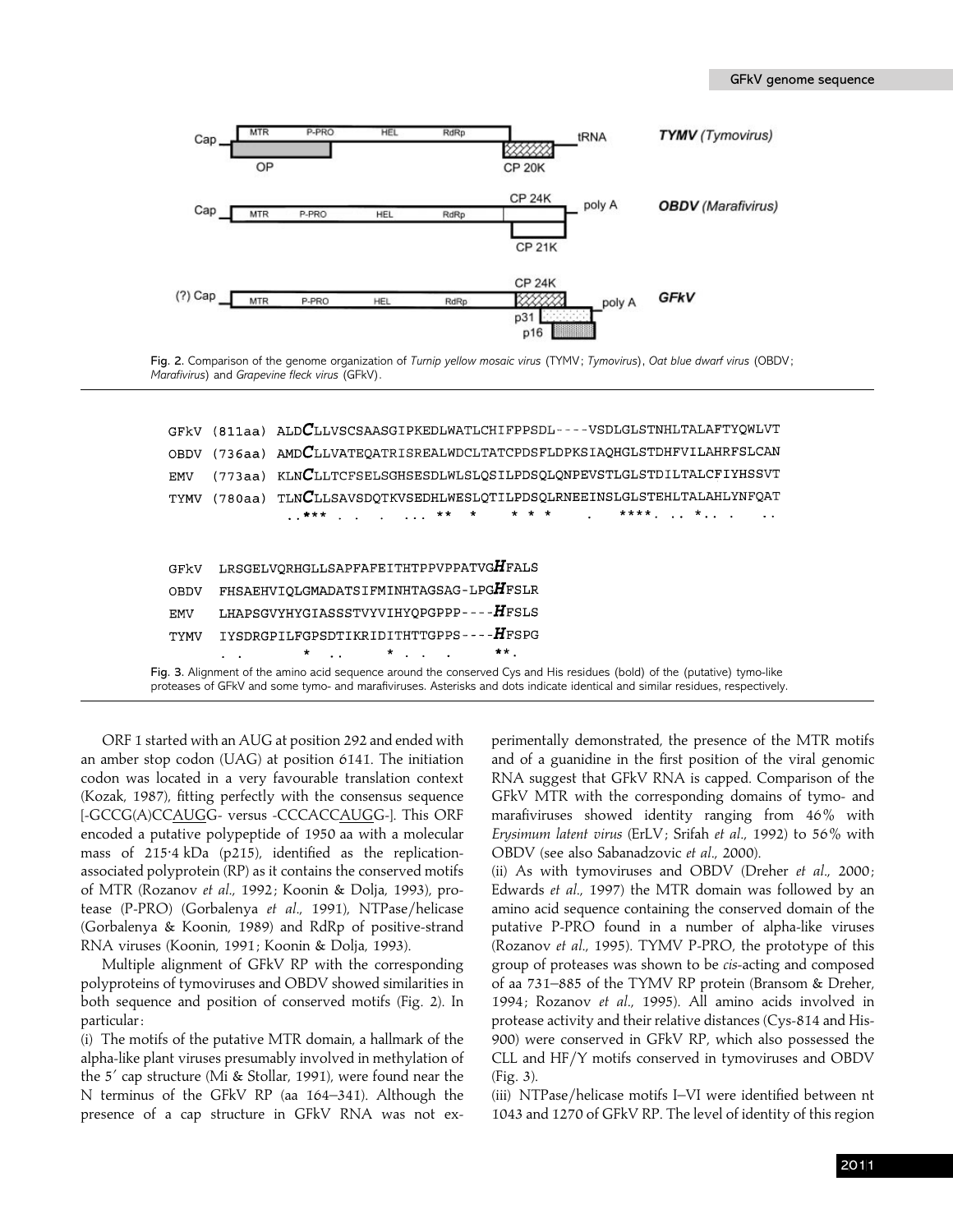Fig. 2. Comparison of the genome organization of *Turnip yellow mosaic virus* (TYMV; *Tymovirus*), *Oat blue dwarf virus* (OBDV; *Marafivirus*) and *Grapevine fleck virus* (GFkV).

```
GFkV (811aa) ALDCLLVSCSAASGIPKEDLWATLCHIFPPSDL----VSDLGLSTNHLTALAFTYQWLVT
OBDV (736aa) AMDCLLVATEQATRISREALWDCLTATCPDSFLDPKSIAQHGLSTDHFVILAHRFSLCAN
EMV  (773aa) KLNCLLTCFSELSGHSESDLWLSLQSILPDSQLQNPEVSTLGLSTDILTALCFIYHSSVT
TYMV (780aa) TLNCLLSAVSDQTKVSEDHLWESLQTILPDSQLRNEEINSLGLSTEHLTALAHLYNFQAT
               ..*** . .   .   ... **  *     * * *     .   ****. .. *.. .    ..

GFkV  LRSGELVQRHGLLSAPFAFEITHTPPVPPATVGHFALS
OBDV  FHSAEHVIQLGMADATSIFMINHTAGSAG-LPGHFSLR
EMV   LHAPSGVYHYGIASSSTVYVIHYQPGPPP----HFSLS
TYMV  IYSDRGPILFGPSDTIKRIDITHTTGPPS----HFSPG
      . .        *  ..      *  .  .  .     **.
```

Fig. 3. Alignment of the amino acid sequence around the conserved Cys and His residues (bold) of the (putative) tymo-like proteases of GFkV and some tymo- and marafiviruses. Asterisks and dots indicate identical and similar residues, respectively.

ORF 1 started with an AUG at position 292 and ended with an amber stop codon (UAG) at position 6141. The initiation codon was located in a very favourable translation context (Kozak, 1987), fitting perfectly with the consensus sequence [-GCCG(A)CCAUGG- versus -CCCACCAUGG-]. This ORF encoded a putative polypeptide of 1950 aa with a molecular mass of 215·4 kDa (p215), identified as the replication-associated polyprotein (RP) as it contains the conserved motifs of MTR (Rozanov *et al*., 1992; Koonin & Dolja, 1993), protease (P-PRO) (Gorbalenya *et al*., 1991), NTPase/helicase (Gorbalenya & Koonin, 1989) and RdRp of positive-strand RNA viruses (Koonin, 1991; Koonin & Dolja, 1993).

Multiple alignment of GFkV RP with the corresponding polyproteins of tymoviruses and OBDV showed similarities in both sequence and position of conserved motifs (Fig. 2). In particular:

(i) The motifs of the putative MTR domain, a hallmark of the alpha-like plant viruses presumably involved in methylation of the 5′ cap structure (Mi & Stollar, 1991), were found near the N terminus of the GFkV RP (aa 164–341). Although the presence of a cap structure in GFkV RNA was not experimentally demonstrated, the presence of the MTR motifs and of a guanidine in the first position of the viral genomic RNA suggest that GFkV RNA is capped. Comparison of the GFkV MTR with the corresponding domains of tymo- and marafiviruses showed identity ranging from 46% with *Erysimum latent virus* (ErLV; Srifah *et al*., 1992) to 56% with OBDV (see also Sabanadzovic *et al*., 2000).

(ii) As with tymoviruses and OBDV (Dreher *et al*., 2000; Edwards *et al*., 1997) the MTR domain was followed by an amino acid sequence containing the conserved domain of the putative P-PRO found in a number of alpha-like viruses (Rozanov *et al*., 1995). TYMV P-PRO, the prototype of this group of proteases was shown to be *cis*-acting and composed of aa 731–885 of the TYMV RP protein (Bransom & Dreher, 1994; Rozanov *et al*., 1995). All amino acids involved in protease activity and their relative distances (Cys-814 and His-900) were conserved in GFkV RP, which also possessed the CLL and HF/Y motifs conserved in tymoviruses and OBDV (Fig. 3).

(iii) NTPase/helicase motifs I–VI were identified between nt 1043 and 1270 of GFkV RP. The level of identity of this region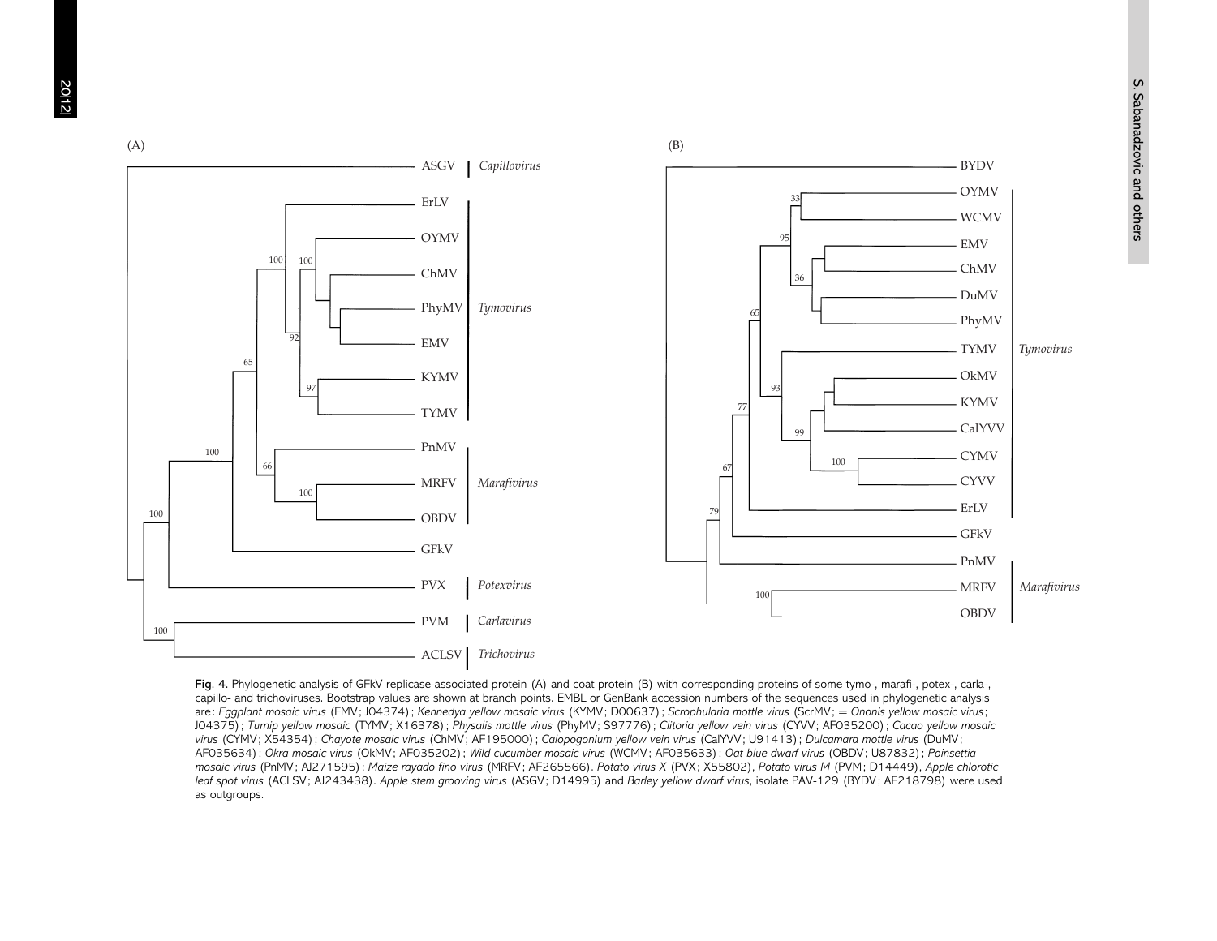Fig. 4. Phylogenetic analysis of GFkV replicase-associated protein (A) and coat protein (B) with corresponding proteins of some tymo-, marafi-, potex-, carla-, capillo- and trichoviruses. Bootstrap values are shown at branch points. EMBL or GenBank accession numbers of the sequences used in phylogenetic analysis are: *Eggplant mosaic virus* (EMV; J04374); *Kennedya yellow mosaic virus* (KYMV; D00637); *Scrophularia mottle virus* (ScrMV; = *Ononis yellow mosaic virus*; J04375); *Turnip yellow mosaic* (TYMV; X16378); *Physalis mottle virus* (PhyMV; S97776); *Clitoria yellow vein virus* (CYVV; AF035200); *Cacao yellow mosaic virus* (CYMV; X54354); *Chayote mosaic virus* (ChMV; AF195000); *Calopogonium yellow vein virus* (CalYVV; U91413); *Dulcamara mottle virus* (DuMV; AF035634); *Okra mosaic virus* (OkMV; AF035202); *Wild cucumber mosaic virus* (WCMV; AF035633); *Oat blue dwarf virus* (OBDV; U87832); *Poinsettia mosaic virus* (PnMV; AJ271595); *Maize rayado fino virus* (MRFV; AF265566). *Potato virus X* (PVX; X55802), *Potato virus M* (PVM; D14449), *Apple chlorotic leaf spot virus* (ACLSV; AJ243438). *Apple stem grooving virus* (ASGV; D14995) and *Barley yellow dwarf virus*, isolate PAV-129 (BYDV; AF218798) were used as outgroups.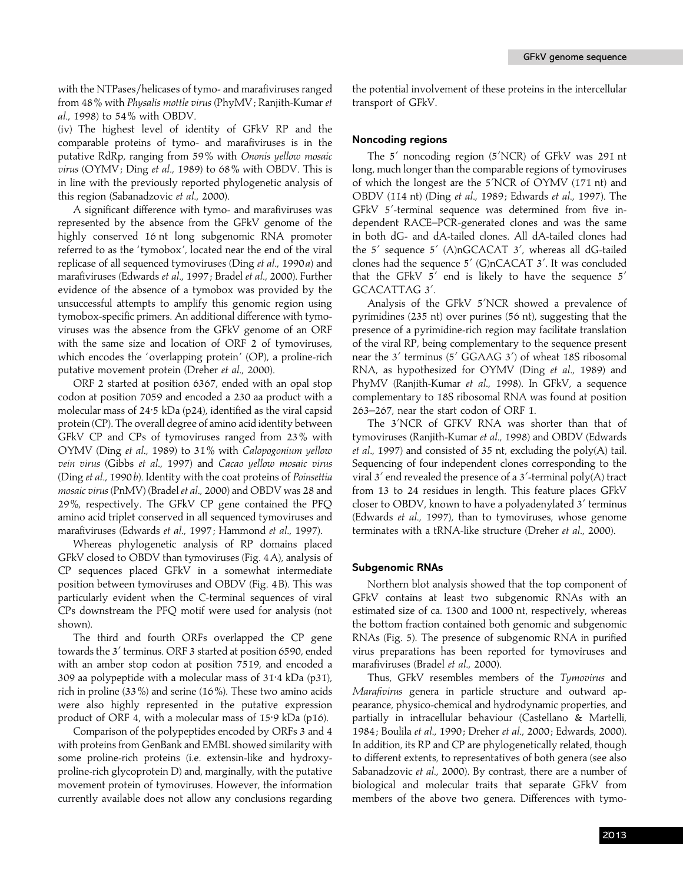with the NTPases/helicases of tymo- and marafiviruses ranged from 48% with *Physalis mottle virus* (PhyMV; Ranjith-Kumar *et al*., 1998) to 54% with OBDV.

(iv) The highest level of identity of GFkV RP and the comparable proteins of tymo- and marafiviruses is in the putative RdRp, ranging from 59% with *Ononis yellow mosaic virus* (OYMV; Ding *et al*., 1989) to 68% with OBDV. This is in line with the previously reported phylogenetic analysis of this region (Sabanadzovic *et al*., 2000).

A significant difference with tymo- and marafiviruses was represented by the absence from the GFkV genome of the highly conserved 16 nt long subgenomic RNA promoter referred to as the 'tymobox', located near the end of the viral replicase of all sequenced tymoviruses (Ding *et al*., 1990*a*) and marafiviruses (Edwards *et al*., 1997; Bradel *et al*., 2000). Further evidence of the absence of a tymobox was provided by the unsuccessful attempts to amplify this genomic region using tymobox-specific primers. An additional difference with tymoviruses was the absence from the GFkV genome of an ORF with the same size and location of ORF 2 of tymoviruses, which encodes the 'overlapping protein' (OP), a proline-rich putative movement protein (Dreher *et al*., 2000).

ORF 2 started at position 6367, ended with an opal stop codon at position 7059 and encoded a 230 aa product with a molecular mass of 24·5 kDa (p24), identified as the viral capsid protein (CP). The overall degree of amino acid identity between GFkV CP and CPs of tymoviruses ranged from 23% with OYMV (Ding *et al*., 1989) to 31% with *Calopogonium yellow vein virus* (Gibbs *et al*., 1997) and *Cacao yellow mosaic virus* (Ding *et al*., 1990*b*). Identity with the coat proteins of *Poinsettia mosaic virus* (PnMV) (Bradel *et al*., 2000) and OBDV was 28 and 29%, respectively. The GFkV CP gene contained the PFQ amino acid triplet conserved in all sequenced tymoviruses and marafiviruses (Edwards *et al*., 1997; Hammond *et al*., 1997).

Whereas phylogenetic analysis of RP domains placed GFkV closed to OBDV than tymoviruses (Fig. 4A), analysis of CP sequences placed GFkV in a somewhat intermediate position between tymoviruses and OBDV (Fig. 4B). This was particularly evident when the C-terminal sequences of viral CPs downstream the PFQ motif were used for analysis (not shown).

The third and fourth ORFs overlapped the CP gene towards the 3′ terminus. ORF 3 started at position 6590, ended with an amber stop codon at position 7519, and encoded a 309 aa polypeptide with a molecular mass of 31·4 kDa (p31), rich in proline (33%) and serine (16%). These two amino acids were also highly represented in the putative expression product of ORF 4, with a molecular mass of 15·9 kDa (p16).

Comparison of the polypeptides encoded by ORFs 3 and 4 with proteins from GenBank and EMBL showed similarity with some proline-rich proteins (i.e. extensin-like and hydroxyproline-rich glycoprotein D) and, marginally, with the putative movement protein of tymoviruses. However, the information currently available does not allow any conclusions regarding the potential involvement of these proteins in the intercellular transport of GFkV.

### Noncoding regions

The 5′ noncoding region (5′NCR) of GFkV was 291 nt long, much longer than the comparable regions of tymoviruses of which the longest are the 5′NCR of OYMV (171 nt) and OBDV (114 nt) (Ding *et al*., 1989; Edwards *et al*., 1997). The GFkV 5′-terminal sequence was determined from five independent RACE–PCR-generated clones and was the same in both dG- and dA-tailed clones. All dA-tailed clones had the 5′ sequence 5′ (A)nGCACAT 3′, whereas all dG-tailed clones had the sequence 5′ (G)nCACAT 3′. It was concluded that the GFkV 5′ end is likely to have the sequence 5′ GCACATTAG 3′.

Analysis of the GFkV 5′NCR showed a prevalence of pyrimidines (235 nt) over purines (56 nt), suggesting that the presence of a pyrimidine-rich region may facilitate translation of the viral RP, being complementary to the sequence present near the 3′ terminus (5′ GGAAG 3′) of wheat 18S ribosomal RNA, as hypothesized for OYMV (Ding *et al*., 1989) and PhyMV (Ranjith-Kumar *et al*., 1998). In GFkV, a sequence complementary to 18S ribosomal RNA was found at position 263–267, near the start codon of ORF 1.

The 3′NCR of GFKV RNA was shorter than that of tymoviruses (Ranjith-Kumar *et al*., 1998) and OBDV (Edwards *et al*., 1997) and consisted of 35 nt, excluding the poly(A) tail. Sequencing of four independent clones corresponding to the viral 3′ end revealed the presence of a 3′-terminal poly(A) tract from 13 to 24 residues in length. This feature places GFkV closer to OBDV, known to have a polyadenylated 3′ terminus (Edwards *et al*., 1997), than to tymoviruses, whose genome terminates with a tRNA-like structure (Dreher *et al*., 2000).

### Subgenomic RNAs

Northern blot analysis showed that the top component of GFkV contains at least two subgenomic RNAs with an estimated size of ca. 1300 and 1000 nt, respectively, whereas the bottom fraction contained both genomic and subgenomic RNAs (Fig. 5). The presence of subgenomic RNA in purified virus preparations has been reported for tymoviruses and marafiviruses (Bradel *et al*., 2000).

Thus, GFkV resembles members of the *Tymovirus* and *Marafivirus* genera in particle structure and outward appearance, physico-chemical and hydrodynamic properties, and partially in intracellular behaviour (Castellano & Martelli, 1984; Boulila *et al*., 1990; Dreher *et al*., 2000; Edwards, 2000). In addition, its RP and CP are phylogenetically related, though to different extents, to representatives of both genera (see also Sabanadzovic *et al*., 2000). By contrast, there are a number of biological and molecular traits that separate GFkV from members of the above two genera. Differences with tymo-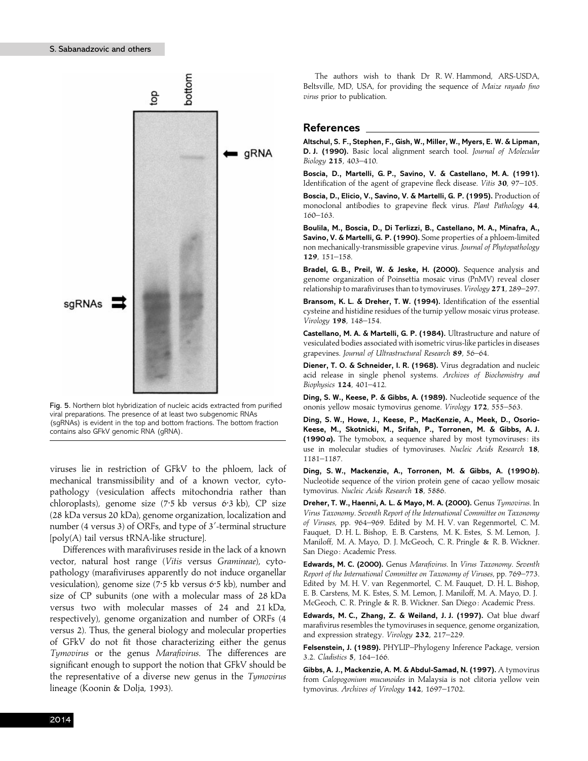Fig. 5. Northern blot hybridization of nucleic acids extracted from purified viral preparations. The presence of at least two subgenomic RNAs (sgRNAs) is evident in the top and bottom fractions. The bottom fraction contains also GFkV genomic RNA (gRNA).

viruses lie in restriction of GFkV to the phloem, lack of mechanical transmissibility and of a known vector, cytopathology (vesiculation affects mitochondria rather than chloroplasts), genome size (7·5 kb versus 6·3 kb), CP size (28 kDa versus 20 kDa), genome organization, localization and number (4 versus 3) of ORFs, and type of 3′-terminal structure [poly(A) tail versus tRNA-like structure].

Differences with marafiviruses reside in the lack of a known vector, natural host range (*Vitis* versus *Gramineae*), cytopathology (marafiviruses apparently do not induce organellar vesiculation), genome size (7·5 kb versus 6·5 kb), number and size of CP subunits (one with a molecular mass of 28 kDa versus two with molecular masses of 24 and 21 kDa, respectively), genome organization and number of ORFs (4 versus 2). Thus, the general biology and molecular properties of GFkV do not fit those characterizing either the genus *Tymovirus* or the genus *Marafivirus*. The differences are significant enough to support the notion that GFkV should be the representative of a diverse new genus in the *Tymovirus* lineage (Koonin & Dolja, 1993).

The authors wish to thank Dr R. W. Hammond, ARS-USDA, Beltsville, MD, USA, for providing the sequence of *Maize rayado fino virus* prior to publication.

## References

**Altschul, S. F., Stephen, F., Gish, W., Miller, W., Myers, E. W. & Lipman, D. J. (1990).** Basic local alignment search tool. *Journal of Molecular Biology* **215**, 403–410.

**Boscia, D., Martelli, G. P., Savino, V. & Castellano, M. A. (1991).** Identification of the agent of grapevine fleck disease. *Vitis* **30**, 97–105.

**Boscia, D., Elicio, V., Savino, V. & Martelli, G. P. (1995).** Production of monoclonal antibodies to grapevine fleck virus. *Plant Pathology* **44**, 160–163.

**Boulila, M., Boscia, D., Di Terlizzi, B., Castellano, M. A., Minafra, A., Savino, V. & Martelli, G. P. (1990).** Some properties of a phloem-limited non mechanically-transmissible grapevine virus. *Journal of Phytopathology* **129**, 151–158.

**Bradel, G. B., Preil, W. & Jeske, H. (2000).** Sequence analysis and genome organization of Poinsettia mosaic virus (PnMV) reveal closer relationship to marafiviruses than to tymoviruses. *Virology* **271**, 289–297.

**Bransom, K. L. & Dreher, T. W. (1994).** Identification of the essential cysteine and histidine residues of the turnip yellow mosaic virus protease. *Virology* **198**, 148–154.

**Castellano, M. A. & Martelli, G. P. (1984).** Ultrastructure and nature of vesiculated bodies associated with isometric virus-like particles in diseases grapevines. *Journal of Ultrastructural Research* **89**, 56–64.

**Diener, T. O. & Schneider, I. R. (1968).** Virus degradation and nucleic acid release in single phenol systems. *Archives of Biochemistry and Biophysics* **124**, 401–412.

**Ding, S. W., Keese, P. & Gibbs, A. (1989).** Nucleotide sequence of the ononis yellow mosaic tymovirus genome. *Virology* **172**, 555–563.

**Ding, S. W., Howe, J., Keese, P., MacKenzie, A., Meek, D., Osorio-Keese, M., Skotnicki, M., Srifah, P., Torronen, M. & Gibbs, A. J. (1990*a*).** The tymobox, a sequence shared by most tymoviruses: its use in molecular studies of tymoviruses. *Nucleic Acids Research* **18**, 1181–1187.

**Ding, S. W., Mackenzie, A., Torronen, M. & Gibbs, A. (1990*b*).** Nucleotide sequence of the virion protein gene of cacao yellow mosaic tymovirus. *Nucleic Acids Research* **18**, 5886.

**Dreher, T. W., Haenni, A. L. & Mayo, M. A. (2000).** Genus *Tymovirus*. In *Virus Taxonomy. Seventh Report of the International Committee on Taxonomy of Viruses*, pp. 964–969. Edited by M. H. V. van Regenmortel, C. M. Fauquet, D. H. L. Bishop, E. B. Carstens, M. K. Estes, S. M. Lemon, J. Maniloff, M. A. Mayo, D. J. McGeoch, C. R. Pringle & R. B. Wickner. San Diego: Academic Press.

**Edwards, M. C. (2000).** Genus *Marafivirus*. In *Virus Taxonomy. Seventh Report of the International Committee on Taxonomy of Viruses*, pp. 769–773. Edited by M. H. V. van Regenmortel, C. M. Fauquet, D. H. L. Bishop, E. B. Carstens, M. K. Estes, S. M. Lemon, J. Maniloff, M. A. Mayo, D. J. McGeoch, C. R. Pringle & R. B. Wickner. San Diego: Academic Press.

**Edwards, M. C., Zhang, Z. & Weiland, J. J. (1997).** Oat blue dwarf marafivirus resembles the tymoviruses in sequence, genome organization, and expression strategy. *Virology* **232**, 217–229.

**Felsenstein, J. (1989).** PHYLIP–Phylogeny Inference Package, version 3.2. *Cladistics* **5**, 164–166.

**Gibbs, A. J., Mackenzie, A. M. & Abdul-Samad, N. (1997).** A tymovirus from *Calopogonium mucunoides* in Malaysia is not clitoria yellow vein tymovirus. *Archives of Virology* **142**, 1697–1702.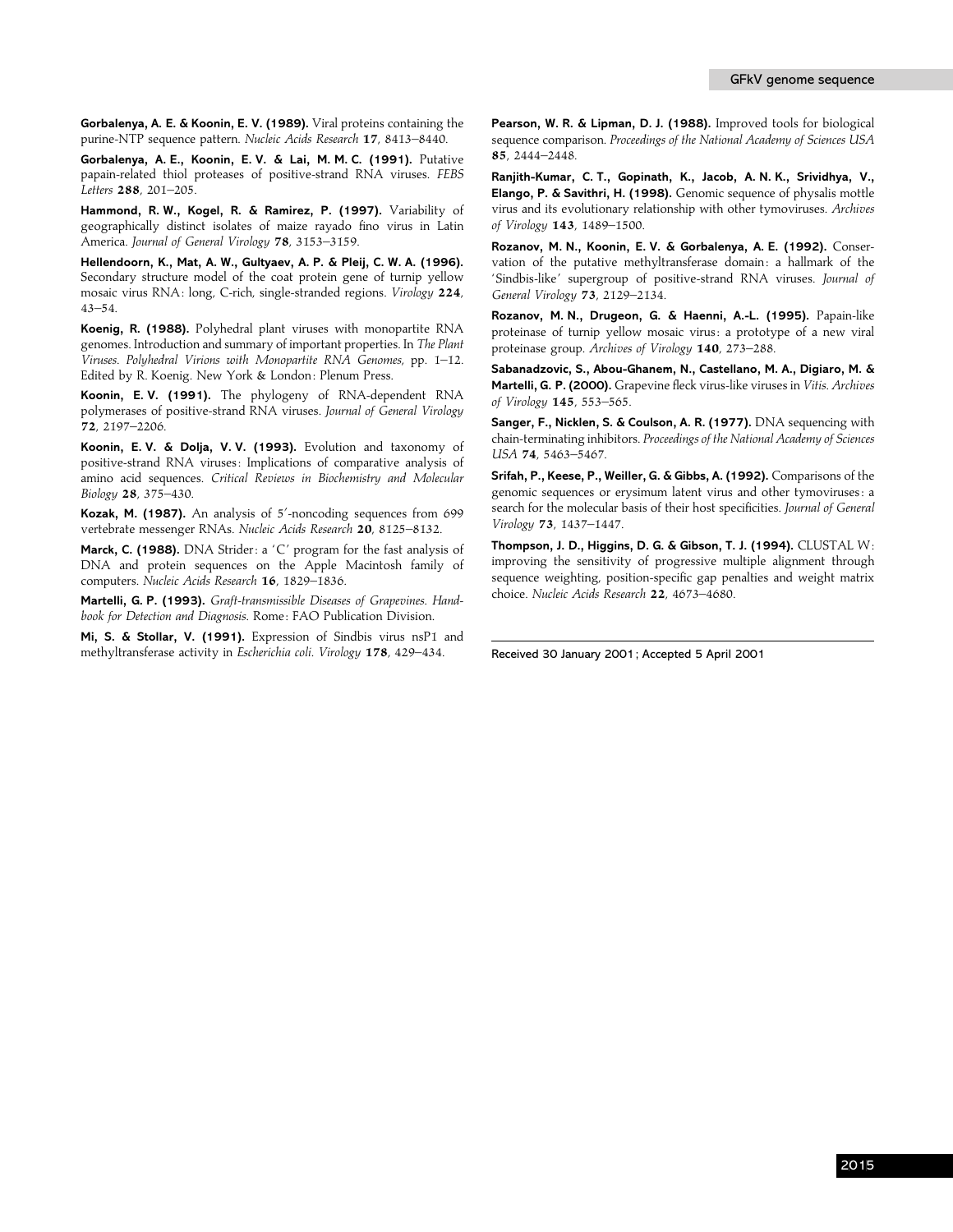**Gorbalenya, A. E. & Koonin, E. V. (1989).** Viral proteins containing the purine-NTP sequence pattern. *Nucleic Acids Research* **17**, 8413–8440.

**Gorbalenya, A. E., Koonin, E. V. & Lai, M. M. C. (1991).** Putative papain-related thiol proteases of positive-strand RNA viruses. *FEBS Letters* **288**, 201–205.

**Hammond, R. W., Kogel, R. & Ramirez, P. (1997).** Variability of geographically distinct isolates of maize rayado fino virus in Latin America. *Journal of General Virology* **78**, 3153–3159.

**Hellendoorn, K., Mat, A. W., Gultyaev, A. P. & Pleij, C. W. A. (1996).** Secondary structure model of the coat protein gene of turnip yellow mosaic virus RNA: long, C-rich, single-stranded regions. *Virology* **224**, 43–54.

**Koenig, R. (1988).** Polyhedral plant viruses with monopartite RNA genomes. Introduction and summary of important properties. In *The Plant Viruses. Polyhedral Virions with Monopartite RNA Genomes*, pp. 1–12. Edited by R. Koenig. New York & London: Plenum Press.

**Koonin, E. V. (1991).** The phylogeny of RNA-dependent RNA polymerases of positive-strand RNA viruses. *Journal of General Virology* **72**, 2197–2206.

**Koonin, E. V. & Dolja, V. V. (1993).** Evolution and taxonomy of positive-strand RNA viruses: Implications of comparative analysis of amino acid sequences. *Critical Reviews in Biochemistry and Molecular Biology* **28**, 375–430.

**Kozak, M. (1987).** An analysis of 5′-noncoding sequences from 699 vertebrate messenger RNAs. *Nucleic Acids Research* **20**, 8125–8132.

**Marck, C. (1988).** DNA Strider: a 'C' program for the fast analysis of DNA and protein sequences on the Apple Macintosh family of computers. *Nucleic Acids Research* **16**, 1829–1836.

**Martelli, G. P. (1993).** *Graft-transmissible Diseases of Grapevines. Handbook for Detection and Diagnosis.* Rome: FAO Publication Division.

**Mi, S. & Stollar, V. (1991).** Expression of Sindbis virus nsP1 and methyltransferase activity in *Escherichia coli*. *Virology* **178**, 429–434.

**Pearson, W. R. & Lipman, D. J. (1988).** Improved tools for biological sequence comparison. *Proceedings of the National Academy of Sciences USA* **85**, 2444–2448.

**Ranjith-Kumar, C. T., Gopinath, K., Jacob, A. N. K., Srividhya, V., Elango, P. & Savithri, H. (1998).** Genomic sequence of physalis mottle virus and its evolutionary relationship with other tymoviruses. *Archives of Virology* **143**, 1489–1500.

**Rozanov, M. N., Koonin, E. V. & Gorbalenya, A. E. (1992).** Conservation of the putative methyltransferase domain: a hallmark of the 'Sindbis-like' supergroup of positive-strand RNA viruses. *Journal of General Virology* **73**, 2129–2134.

**Rozanov, M. N., Drugeon, G. & Haenni, A.-L. (1995).** Papain-like proteinase of turnip yellow mosaic virus: a prototype of a new viral proteinase group. *Archives of Virology* **140**, 273–288.

**Sabanadzovic, S., Abou-Ghanem, N., Castellano, M. A., Digiaro, M. & Martelli, G. P. (2000).** Grapevine fleck virus-like viruses in *Vitis*. *Archives of Virology* **145**, 553–565.

**Sanger, F., Nicklen, S. & Coulson, A. R. (1977).** DNA sequencing with chain-terminating inhibitors. *Proceedings of the National Academy of Sciences USA* **74**, 5463–5467.

**Srifah, P., Keese, P., Weiller, G. & Gibbs, A. (1992).** Comparisons of the genomic sequences or erysimum latent virus and other tymoviruses: a search for the molecular basis of their host specificities. *Journal of General Virology* **73**, 1437–1447.

**Thompson, J. D., Higgins, D. G. & Gibson, T. J. (1994).** CLUSTAL W: improving the sensitivity of progressive multiple alignment through sequence weighting, position-specific gap penalties and weight matrix choice. *Nucleic Acids Research* **22**, 4673–4680.

Received 30 January 2001; Accepted 5 April 2001